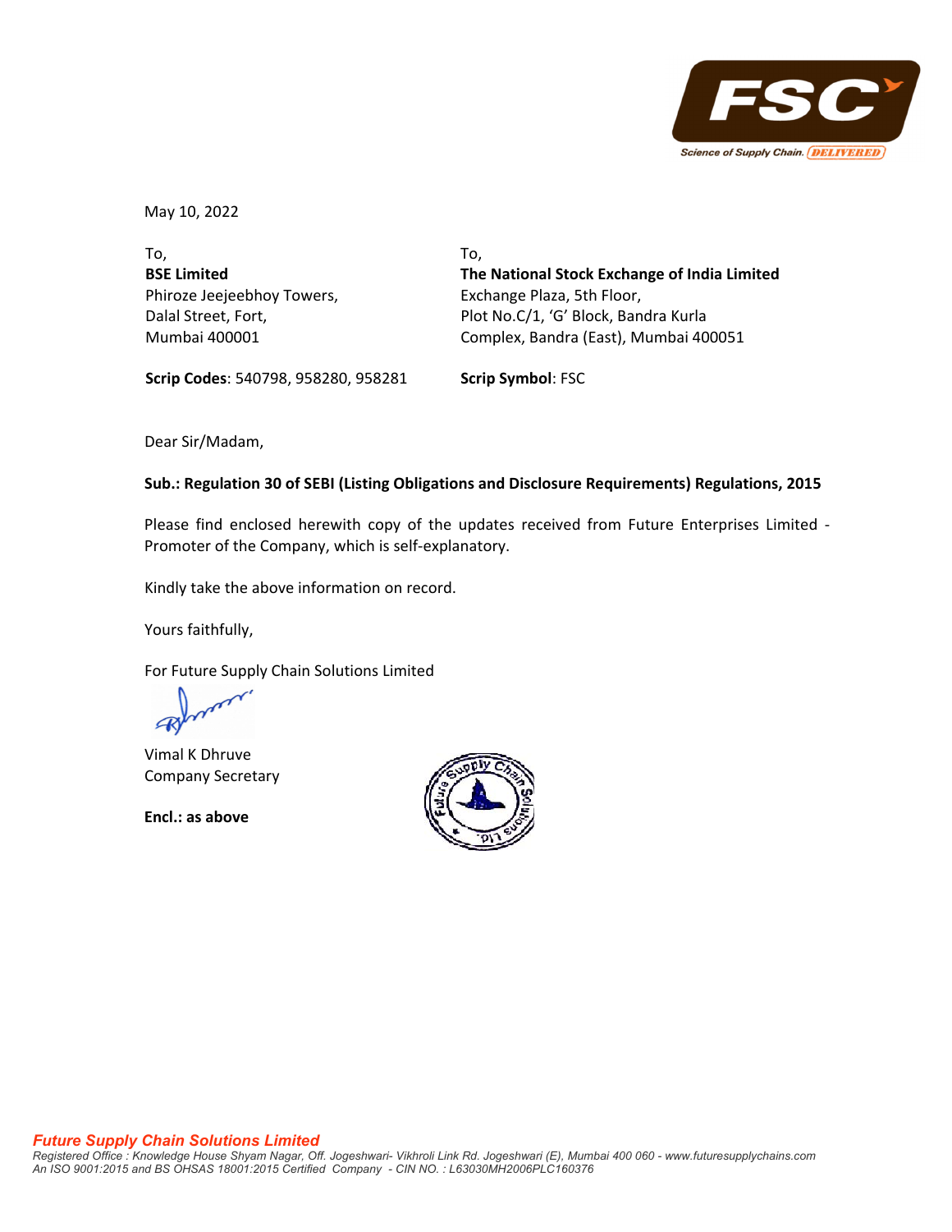May 10, 2022

To,
**BSE Limited**
Phiroze Jeejeebhoy Towers,
Dalal Street, Fort,
Mumbai 400001

**Scrip Codes**: 540798, 958280, 958281

To,
**The National Stock Exchange of India Limited**
Exchange Plaza, 5th Floor,
Plot No.C/1, 'G' Block, Bandra Kurla
Complex, Bandra (East), Mumbai 400051

**Scrip Symbol**: FSC

Dear Sir/Madam,

**Sub.: Regulation 30 of SEBI (Listing Obligations and Disclosure Requirements) Regulations, 2015**

Please find enclosed herewith copy of the updates received from Future Enterprises Limited - Promoter of the Company, which is self-explanatory.

Kindly take the above information on record.

Yours faithfully,

For Future Supply Chain Solutions Limited

Vimal K Dhruve
Company Secretary

**Encl.: as above**

***Future Supply Chain Solutions Limited***
*Registered Office : Knowledge House Shyam Nagar, Off. Jogeshwari- Vikhroli Link Rd. Jogeshwari (E), Mumbai 400 060 - www.futuresupplychains.com*
*An ISO 9001:2015 and BS OHSAS 18001:2015 Certified Company - CIN NO. : L63030MH2006PLC160376*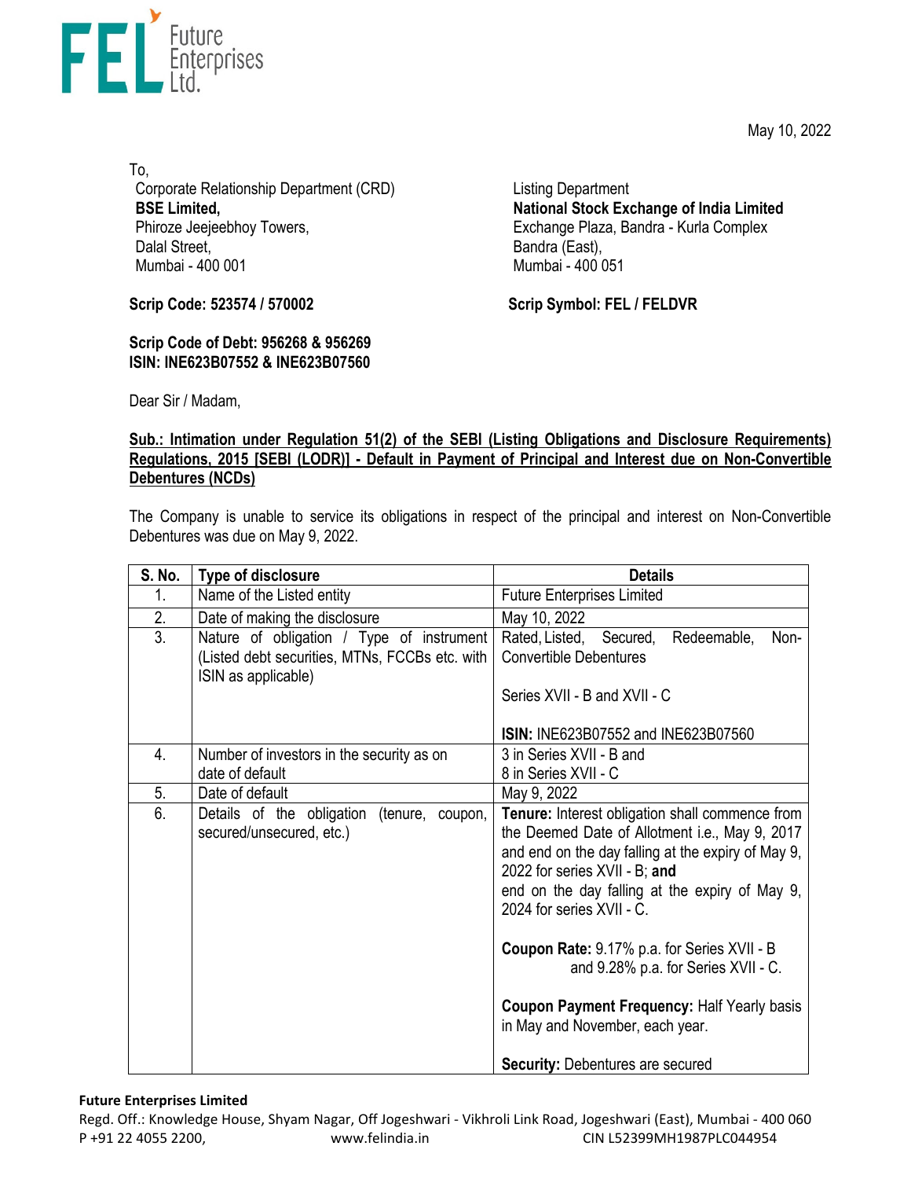**FEL Future Enterprises Ltd.**

May 10, 2022

To,

Corporate Relationship Department (CRD)
**BSE Limited,**
Phiroze Jeejeebhoy Towers,
Dalal Street,
Mumbai - 400 001

Listing Department
**National Stock Exchange of India Limited**
Exchange Plaza, Bandra - Kurla Complex
Bandra (East),
Mumbai - 400 051

**Scrip Code: 523574 / 570002**

**Scrip Symbol: FEL / FELDVR**

**Scrip Code of Debt: 956268 & 956269**
**ISIN: INE623B07552 & INE623B07560**

Dear Sir / Madam,

**Sub.: Intimation under Regulation 51(2) of the SEBI (Listing Obligations and Disclosure Requirements) Regulations, 2015 [SEBI (LODR)] - Default in Payment of Principal and Interest due on Non-Convertible Debentures (NCDs)**

The Company is unable to service its obligations in respect of the principal and interest on Non-Convertible Debentures was due on May 9, 2022.

| S. No. | Type of disclosure | Details |
|---|---|---|
| 1. | Name of the Listed entity | Future Enterprises Limited |
| 2. | Date of making the disclosure | May 10, 2022 |
| 3. | Nature of obligation / Type of instrument (Listed debt securities, MTNs, FCCBs etc. with ISIN as applicable) | Rated, Listed, Secured, Redeemable, Non-Convertible Debentures<br><br>Series XVII - B and XVII - C<br><br>**ISIN:** INE623B07552 and INE623B07560 |
| 4. | Number of investors in the security as on date of default | 3 in Series XVII - B and<br>8 in Series XVII - C |
| 5. | Date of default | May 9, 2022 |
| 6. | Details of the obligation (tenure, coupon, secured/unsecured, etc.) | **Tenure:** Interest obligation shall commence from the Deemed Date of Allotment i.e., May 9, 2017 and end on the day falling at the expiry of May 9, 2022 for series XVII - B; **and** end on the day falling at the expiry of May 9, 2024 for series XVII - C.<br><br>**Coupon Rate:** 9.17% p.a. for Series XVII - B and 9.28% p.a. for Series XVII - C.<br><br>**Coupon Payment Frequency:** Half Yearly basis in May and November, each year.<br><br>**Security:** Debentures are secured |

**Future Enterprises Limited**
Regd. Off.: Knowledge House, Shyam Nagar, Off Jogeshwari - Vikhroli Link Road, Jogeshwari (East), Mumbai - 400 060
P +91 22 4055 2200, www.felindia.in CIN L52399MH1987PLC044954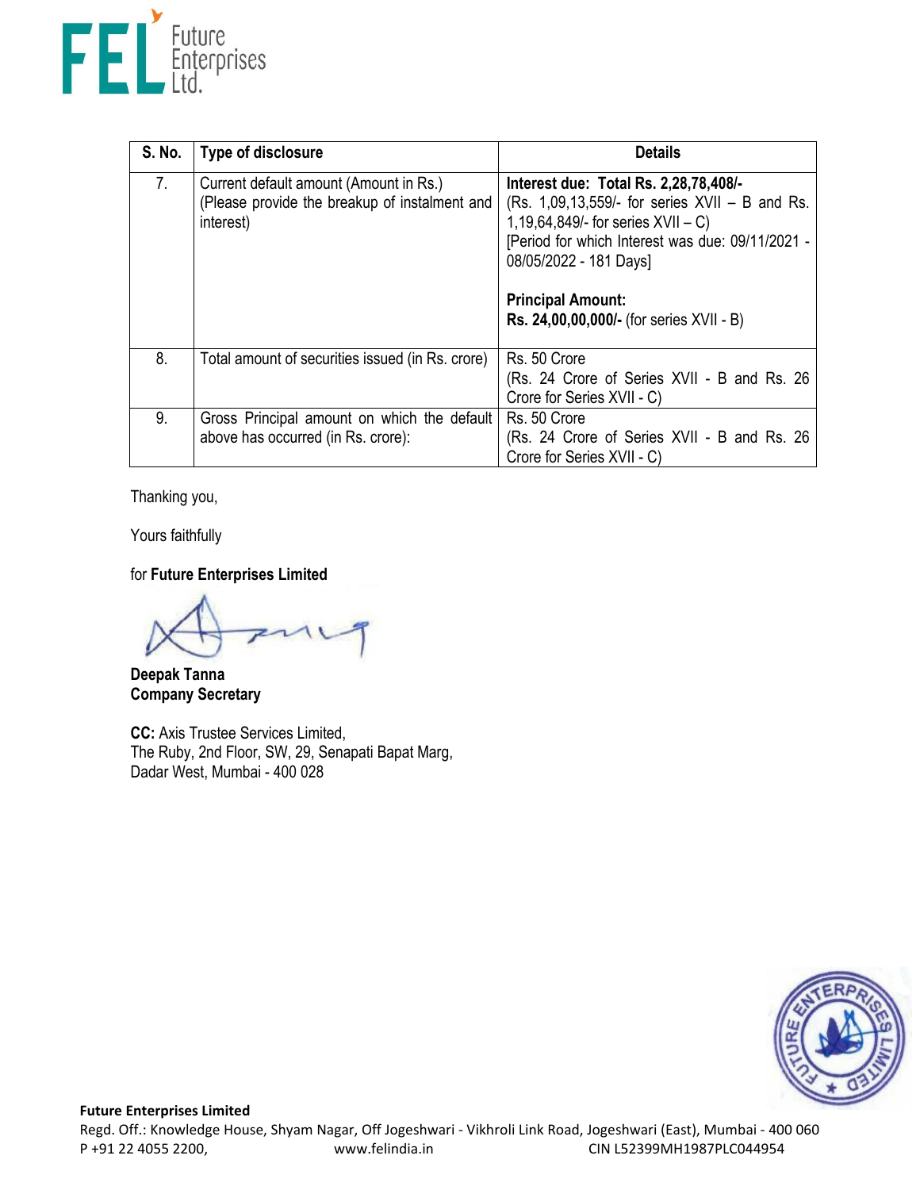| S. No. | Type of disclosure | Details |
|---|---|---|
| 7. | Current default amount (Amount in Rs.) (Please provide the breakup of instalment and interest) | **Interest due: Total Rs. 2,28,78,408/-** (Rs. 1,09,13,559/- for series XVII – B and Rs. 1,19,64,849/- for series XVII – C) [Period for which Interest was due: 09/11/2021 - 08/05/2022 - 181 Days]<br><br>**Principal Amount:**<br>**Rs. 24,00,00,000/-** (for series XVII - B) |
| 8. | Total amount of securities issued (in Rs. crore) | Rs. 50 Crore (Rs. 24 Crore of Series XVII - B and Rs. 26 Crore for Series XVII - C) |
| 9. | Gross Principal amount on which the default above has occurred (in Rs. crore): | Rs. 50 Crore (Rs. 24 Crore of Series XVII - B and Rs. 26 Crore for Series XVII - C) |

Thanking you,

Yours faithfully

for **Future Enterprises Limited**

**Deepak Tanna**
**Company Secretary**

**CC:** Axis Trustee Services Limited,
The Ruby, 2nd Floor, SW, 29, Senapati Bapat Marg,
Dadar West, Mumbai - 400 028